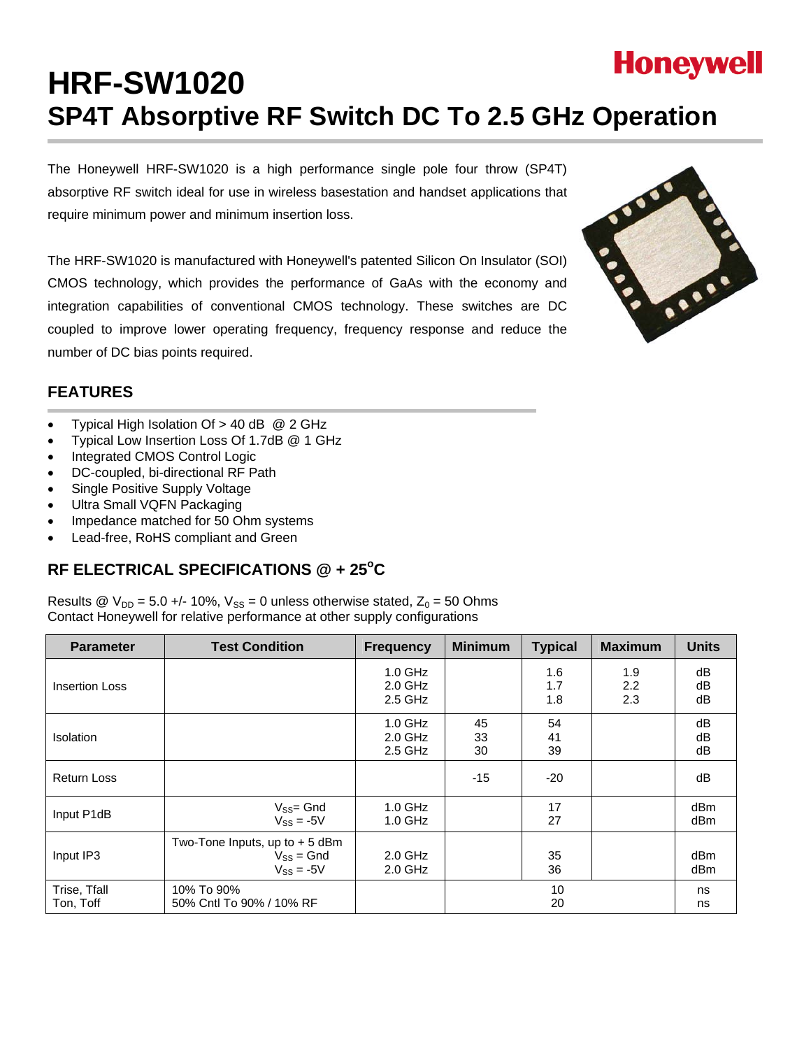Honeywell

# HRF-SW1020

## SP4T Absorptive RF Switch DC To 2.5 GHz Operation

The Honeywell HRF-SW1020 is a high performance single pole four throw (SP4T) absorptive RF switch ideal for use in wireless basestation and handset applications that require minimum power and minimum insertion loss.

The HRF-SW1020 is manufactured with Honeywell's patented Silicon On Insulator (SOI) CMOS technology, which provides the performance of GaAs with the economy and integration capabilities of conventional CMOS technology. These switches are DC coupled to improve lower operating frequency, frequency response and reduce the number of DC bias points required.

## FEATURES

- Typical High Isolation Of > 40 dB @ 2 GHz
- Typical Low Insertion Loss Of 1.7dB @ 1 GHz
- Integrated CMOS Control Logic
- DC-coupled, bi-directional RF Path
- Single Positive Supply Voltage
- Ultra Small VQFN Packaging
- Impedance matched for 50 Ohm systems
- Lead-free, RoHS compliant and Green

## RF ELECTRICAL SPECIFICATIONS @ + 25°C

Results @ $V_{DD}$ = 5.0 +/- 10%, $V_{SS}$ = 0 unless otherwise stated, $Z_0$ = 50 Ohms
Contact Honeywell for relative performance at other supply configurations

| Parameter | Test Condition | Frequency | Minimum | Typical | Maximum | Units |
|---|---|---|---|---|---|---|
| Insertion Loss | | 1.0 GHz<br>2.0 GHz<br>2.5 GHz | | 1.6<br>1.7<br>1.8 | 1.9<br>2.2<br>2.3 | dB<br>dB<br>dB |
| Isolation | | 1.0 GHz<br>2.0 GHz<br>2.5 GHz | 45<br>33<br>30 | 54<br>41<br>39 | | dB<br>dB<br>dB |
| Return Loss | | | -15 | -20 | | dB |
| Input P1dB | $V_{SS}$= Gnd<br>$V_{SS}$ = -5V | 1.0 GHz<br>1.0 GHz | | 17<br>27 | | dBm<br>dBm |
| Input IP3 | Two-Tone Inputs, up to + 5 dBm<br>$V_{SS}$ = Gnd<br>$V_{SS}$ = -5V | 2.0 GHz<br>2.0 GHz | | 35<br>36 | | dBm<br>dBm |
| Trise, Tfall<br>Ton, Toff | 10% To 90%<br>50% Cntl To 90% / 10% RF | | | 10<br>20 | | ns<br>ns |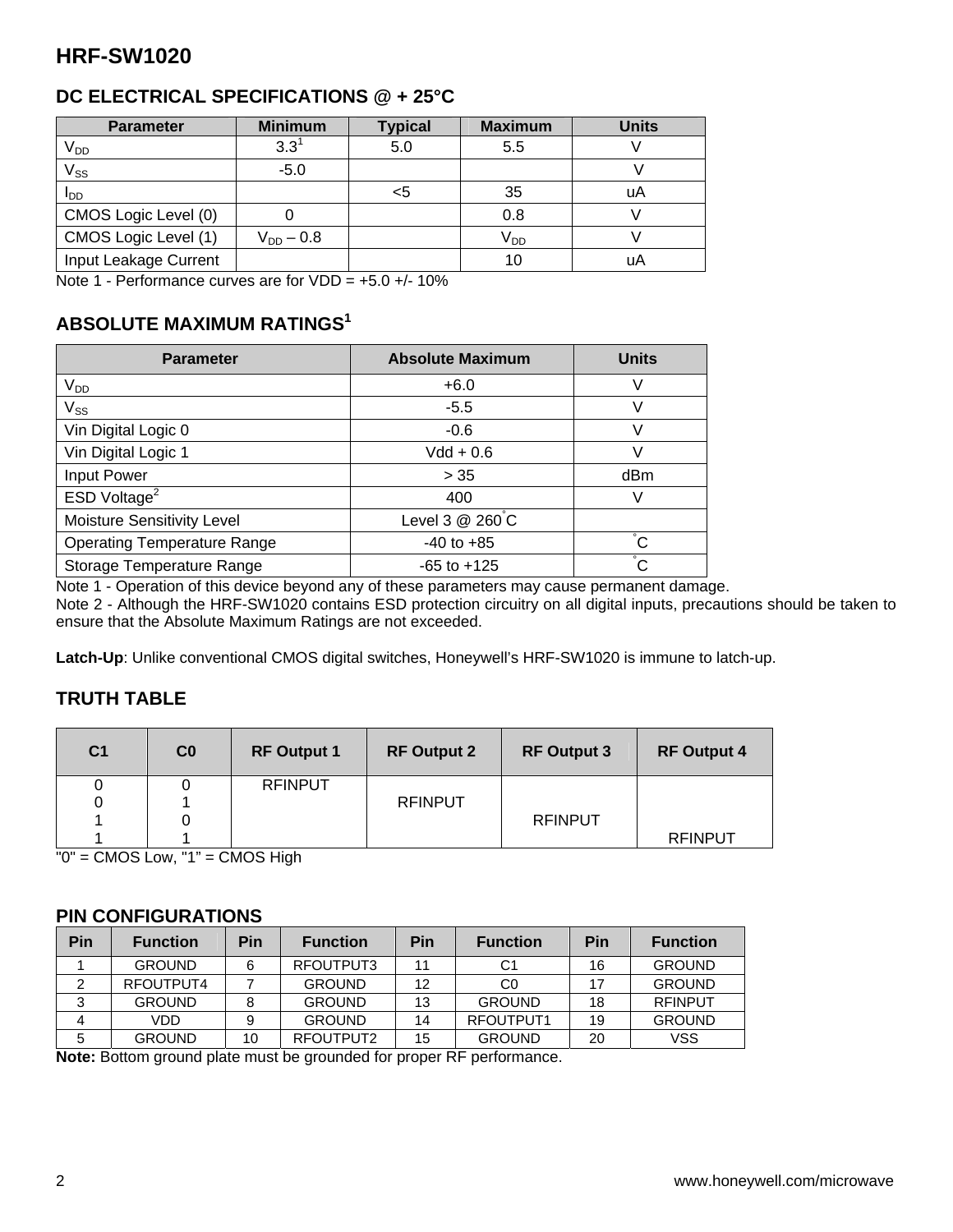# HRF-SW1020

## DC ELECTRICAL SPECIFICATIONS @ + 25°C

| Parameter | Minimum | Typical | Maximum | Units |
|---|---|---|---|---|
| $V_{DD}$ | 3.3[1] | 5.0 | 5.5 | V |
| $V_{SS}$ | -5.0 | | | V |
| $I_{DD}$ | | <5 | 35 | uA |
| CMOS Logic Level (0) | 0 | | 0.8 | V |
| CMOS Logic Level (1) | $V_{DD}$ – 0.8 | | $V_{DD}$ | V |
| Input Leakage Current | | | 10 | uA |

Note 1 - Performance curves are for VDD = +5.0 +/- 10%

## ABSOLUTE MAXIMUM RATINGS[1]

| Parameter | Absolute Maximum | Units |
|---|---|---|
| $V_{DD}$ | +6.0 | V |
| $V_{SS}$ | -5.5 | V |
| Vin Digital Logic 0 | -0.6 | V |
| Vin Digital Logic 1 | Vdd + 0.6 | V |
| Input Power | > 35 | dBm |
| ESD Voltage[2] | 400 | V |
| Moisture Sensitivity Level | Level 3 @ 260°C | |
| Operating Temperature Range | -40 to +85 | °C |
| Storage Temperature Range | -65 to +125 | °C |

Note 1 - Operation of this device beyond any of these parameters may cause permanent damage.
Note 2 - Although the HRF-SW1020 contains ESD protection circuitry on all digital inputs, precautions should be taken to ensure that the Absolute Maximum Ratings are not exceeded.

**Latch-Up**: Unlike conventional CMOS digital switches, Honeywell's HRF-SW1020 is immune to latch-up.

## TRUTH TABLE

| C1 | C0 | RF Output 1 | RF Output 2 | RF Output 3 | RF Output 4 |
|---|---|---|---|---|---|
| 0 | 0 | RFINPUT | | | |
| 0 | 1 | | RFINPUT | | |
| 1 | 0 | | | RFINPUT | |
| 1 | 1 | | | | RFINPUT |

"0" = CMOS Low, "1" = CMOS High

## PIN CONFIGURATIONS

| Pin | Function | Pin | Function | Pin | Function | Pin | Function |
|---|---|---|---|---|---|---|---|
| 1 | GROUND | 6 | RFOUTPUT3 | 11 | C1 | 16 | GROUND |
| 2 | RFOUTPUT4 | 7 | GROUND | 12 | C0 | 17 | GROUND |
| 3 | GROUND | 8 | GROUND | 13 | GROUND | 18 | RFINPUT |
| 4 | VDD | 9 | GROUND | 14 | RFOUTPUT1 | 19 | GROUND |
| 5 | GROUND | 10 | RFOUTPUT2 | 15 | GROUND | 20 | VSS |

**Note:** Bottom ground plate must be grounded for proper RF performance.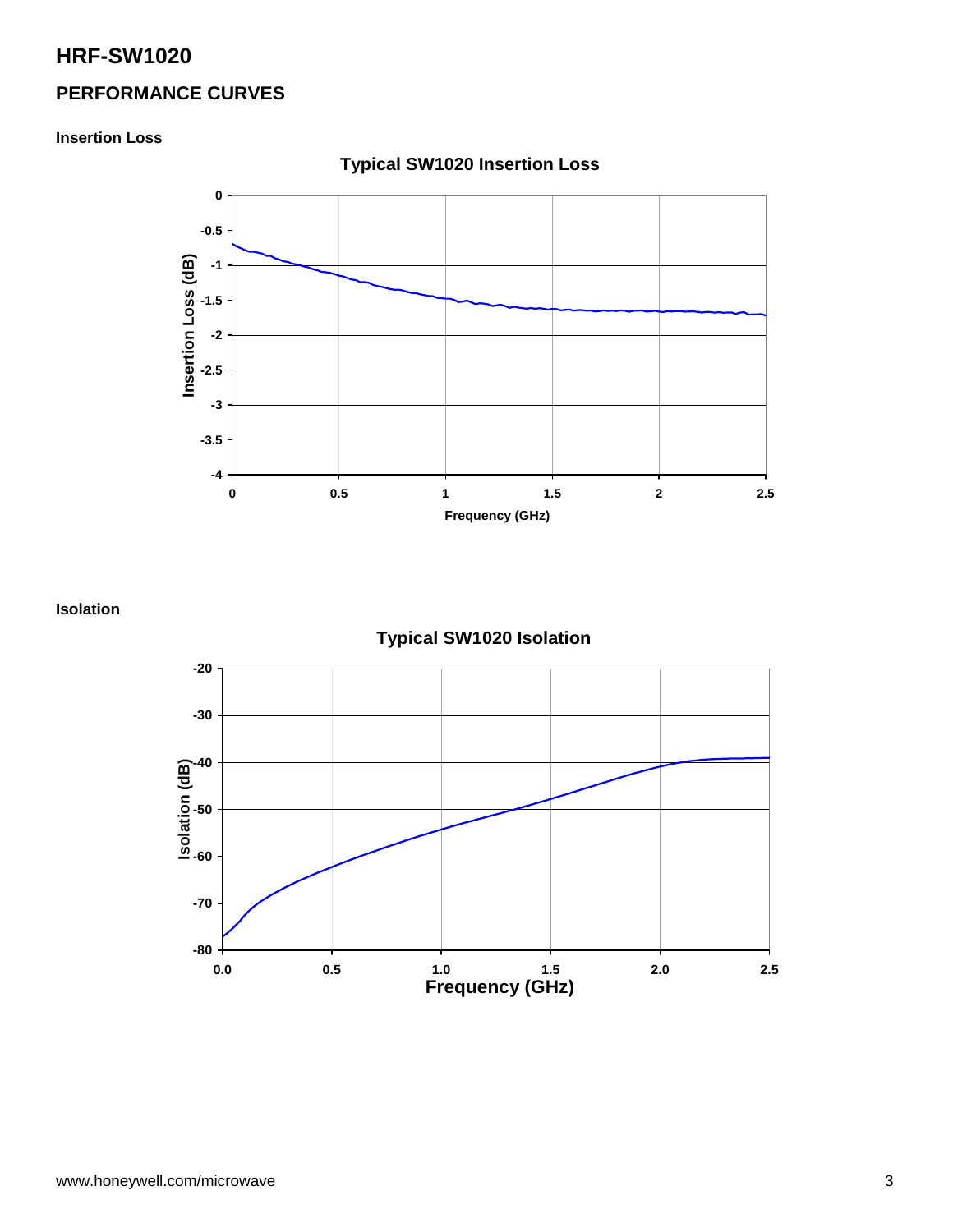# HRF-SW1020

## PERFORMANCE CURVES

### Insertion Loss

Typical SW1020 Insertion Loss

### Isolation

Typical SW1020 Isolation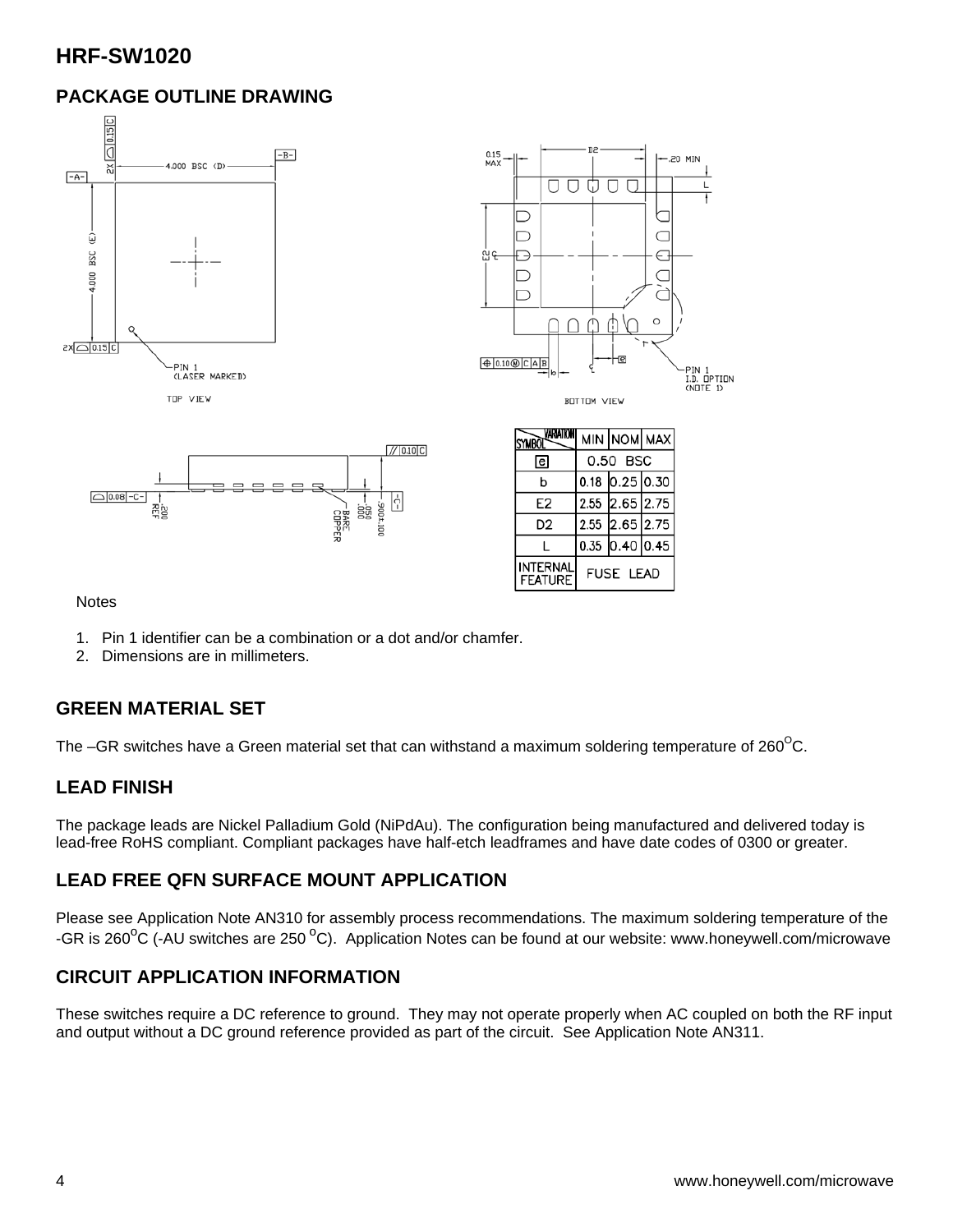# HRF-SW1020

## PACKAGE OUTLINE DRAWING

| SYMBOL / VARIATION | MIN | NOM | MAX |
|---|---|---|---|
| e | 0.50 BSC | | |
| b | 0.18 | 0.25 | 0.30 |
| E2 | 2.55 | 2.65 | 2.75 |
| D2 | 2.55 | 2.65 | 2.75 |
| L | 0.35 | 0.40 | 0.45 |
| INTERNAL FEATURE | FUSE LEAD | | |

Notes

1. Pin 1 identifier can be a combination or a dot and/or chamfer.
2. Dimensions are in millimeters.

## GREEN MATERIAL SET

The –GR switches have a Green material set that can withstand a maximum soldering temperature of 260°C.

## LEAD FINISH

The package leads are Nickel Palladium Gold (NiPdAu). The configuration being manufactured and delivered today is lead-free RoHS compliant. Compliant packages have half-etch leadframes and have date codes of 0300 or greater.

## LEAD FREE QFN SURFACE MOUNT APPLICATION

Please see Application Note AN310 for assembly process recommendations. The maximum soldering temperature of the -GR is 260°C (-AU switches are 250 °C). Application Notes can be found at our website: www.honeywell.com/microwave

## CIRCUIT APPLICATION INFORMATION

These switches require a DC reference to ground. They may not operate properly when AC coupled on both the RF input and output without a DC ground reference provided as part of the circuit. See Application Note AN311.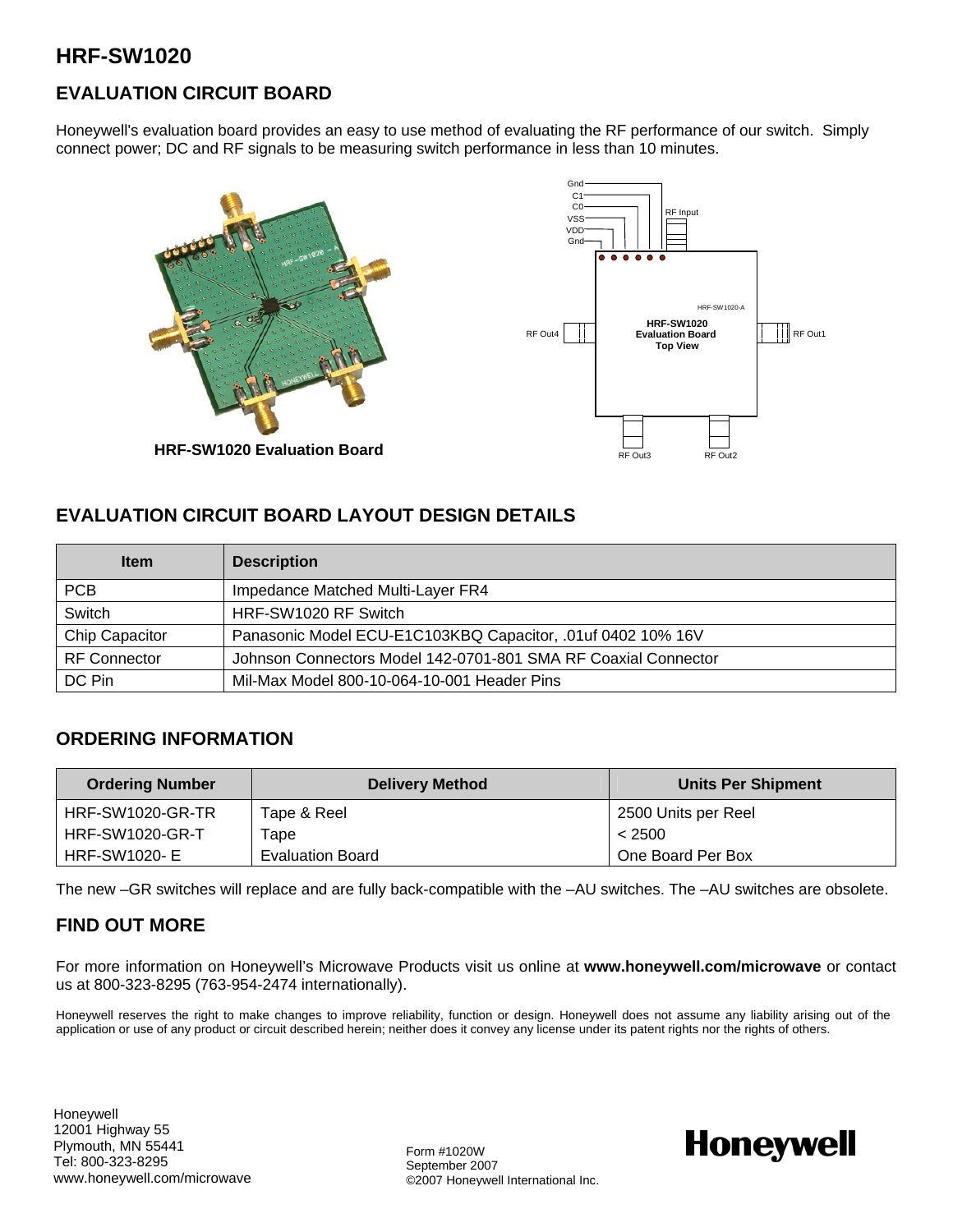# HRF-SW1020

## EVALUATION CIRCUIT BOARD

Honeywell's evaluation board provides an easy to use method of evaluating the RF performance of our switch. Simply connect power; DC and RF signals to be measuring switch performance in less than 10 minutes.

**HRF-SW1020 Evaluation Board**

Gnd
C1
C0
VSS
VDD
Gnd
RF Input
HRF-SW1020-A
**HRF-SW1020**
**Evaluation Board**
**Top View**
RF Out4
RF Out1
RF Out3
RF Out2

## EVALUATION CIRCUIT BOARD LAYOUT DESIGN DETAILS

| Item | Description |
|---|---|
| PCB | Impedance Matched Multi-Layer FR4 |
| Switch | HRF-SW1020 RF Switch |
| Chip Capacitor | Panasonic Model ECU-E1C103KBQ Capacitor, .01uf 0402 10% 16V |
| RF Connector | Johnson Connectors Model 142-0701-801 SMA RF Coaxial Connector |
| DC Pin | Mil-Max Model 800-10-064-10-001 Header Pins |

## ORDERING INFORMATION

| Ordering Number | Delivery Method | Units Per Shipment |
|---|---|---|
| HRF-SW1020-GR-TR | Tape & Reel | 2500 Units per Reel |
| HRF-SW1020-GR-T | Tape | < 2500 |
| HRF-SW1020- E | Evaluation Board | One Board Per Box |

The new –GR switches will replace and are fully back-compatible with the –AU switches. The –AU switches are obsolete.

## FIND OUT MORE

For more information on Honeywell's Microwave Products visit us online at **www.honeywell.com/microwave** or contact us at 800-323-8295 (763-954-2474 internationally).

Honeywell reserves the right to make changes to improve reliability, function or design. Honeywell does not assume any liability arising out of the application or use of any product or circuit described herein; neither does it convey any license under its patent rights nor the rights of others.

Honeywell
12001 Highway 55
Plymouth, MN 55441
Tel: 800-323-8295
www.honeywell.com/microwave

Form #1020W
September 2007
©2007 Honeywell International Inc.

**Honeywell**